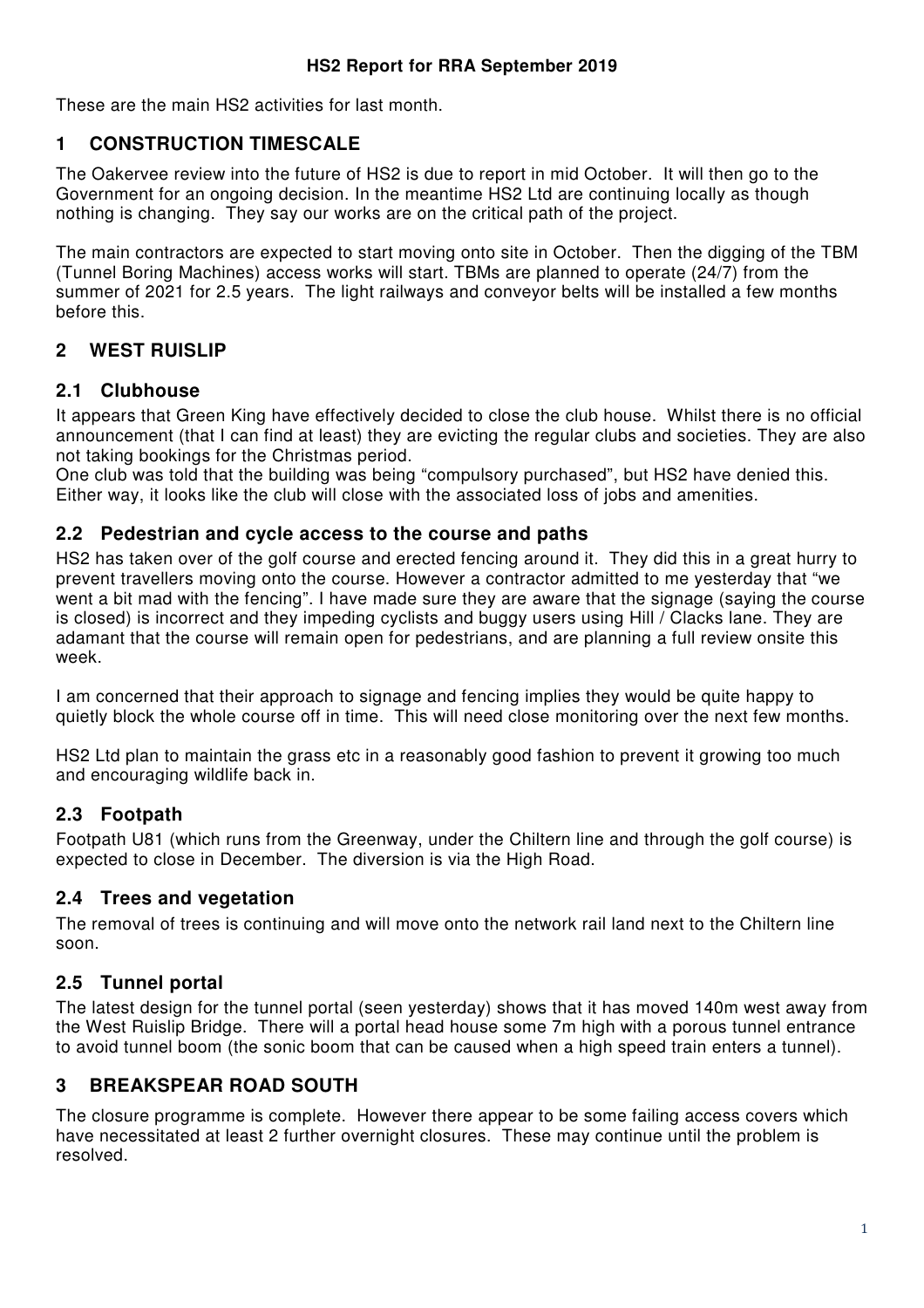**HS2 Report for RRA September 2019**

These are the main HS2 activities for last month.

# 1 CONSTRUCTION TIMESCALE

The Oakervee review into the future of HS2 is due to report in mid October. It will then go to the Government for an ongoing decision. In the meantime HS2 Ltd are continuing locally as though nothing is changing. They say our works are on the critical path of the project.

The main contractors are expected to start moving onto site in October. Then the digging of the TBM (Tunnel Boring Machines) access works will start. TBMs are planned to operate (24/7) from the summer of 2021 for 2.5 years. The light railways and conveyor belts will be installed a few months before this.

# 2 WEST RUISLIP

## 2.1 Clubhouse

It appears that Green King have effectively decided to close the club house. Whilst there is no official announcement (that I can find at least) they are evicting the regular clubs and societies. They are also not taking bookings for the Christmas period.
One club was told that the building was being "compulsory purchased", but HS2 have denied this. Either way, it looks like the club will close with the associated loss of jobs and amenities.

## 2.2 Pedestrian and cycle access to the course and paths

HS2 has taken over of the golf course and erected fencing around it. They did this in a great hurry to prevent travellers moving onto the course. However a contractor admitted to me yesterday that "we went a bit mad with the fencing". I have made sure they are aware that the signage (saying the course is closed) is incorrect and they impeding cyclists and buggy users using Hill / Clacks lane. They are adamant that the course will remain open for pedestrians, and are planning a full review onsite this week.

I am concerned that their approach to signage and fencing implies they would be quite happy to quietly block the whole course off in time. This will need close monitoring over the next few months.

HS2 Ltd plan to maintain the grass etc in a reasonably good fashion to prevent it growing too much and encouraging wildlife back in.

## 2.3 Footpath

Footpath U81 (which runs from the Greenway, under the Chiltern line and through the golf course) is expected to close in December. The diversion is via the High Road.

## 2.4 Trees and vegetation

The removal of trees is continuing and will move onto the network rail land next to the Chiltern line soon.

## 2.5 Tunnel portal

The latest design for the tunnel portal (seen yesterday) shows that it has moved 140m west away from the West Ruislip Bridge. There will a portal head house some 7m high with a porous tunnel entrance to avoid tunnel boom (the sonic boom that can be caused when a high speed train enters a tunnel).

# 3 BREAKSPEAR ROAD SOUTH

The closure programme is complete. However there appear to be some failing access covers which have necessitated at least 2 further overnight closures. These may continue until the problem is resolved.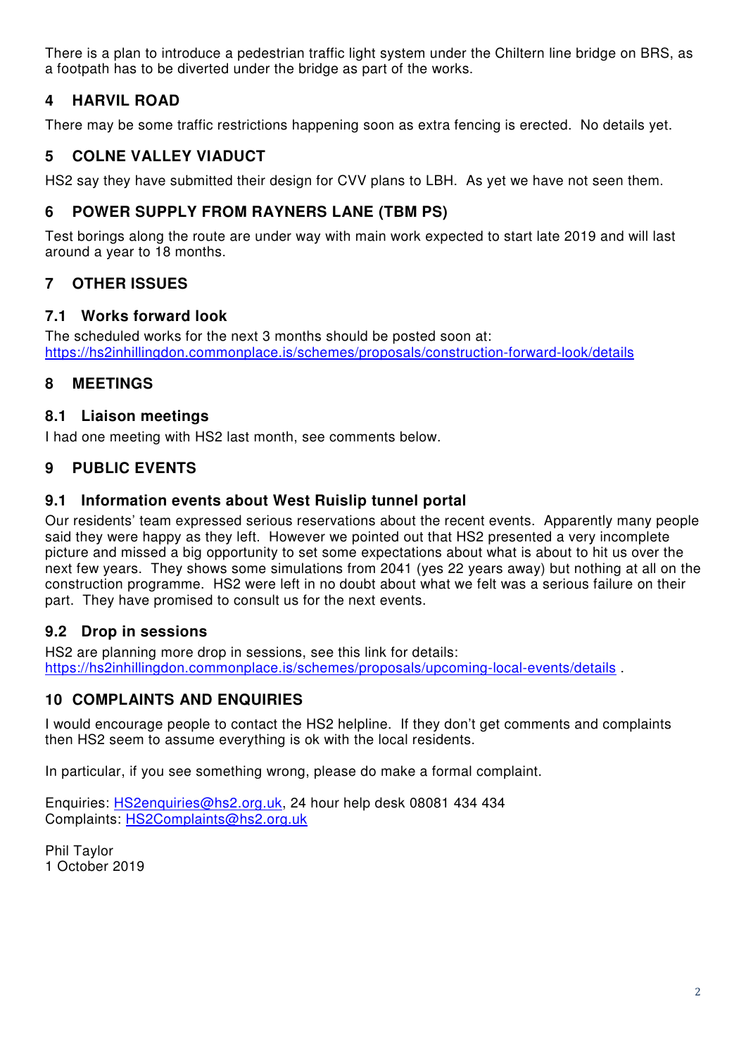There is a plan to introduce a pedestrian traffic light system under the Chiltern line bridge on BRS, as a footpath has to be diverted under the bridge as part of the works.

## 4 HARVIL ROAD

There may be some traffic restrictions happening soon as extra fencing is erected. No details yet.

## 5 COLNE VALLEY VIADUCT

HS2 say they have submitted their design for CVV plans to LBH. As yet we have not seen them.

## 6 POWER SUPPLY FROM RAYNERS LANE (TBM PS)

Test borings along the route are under way with main work expected to start late 2019 and will last around a year to 18 months.

## 7 OTHER ISSUES

### 7.1 Works forward look

The scheduled works for the next 3 months should be posted soon at:
https://hs2inhillingdon.commonplace.is/schemes/proposals/construction-forward-look/details

## 8 MEETINGS

### 8.1 Liaison meetings

I had one meeting with HS2 last month, see comments below.

## 9 PUBLIC EVENTS

### 9.1 Information events about West Ruislip tunnel portal

Our residents' team expressed serious reservations about the recent events. Apparently many people said they were happy as they left. However we pointed out that HS2 presented a very incomplete picture and missed a big opportunity to set some expectations about what is about to hit us over the next few years. They shows some simulations from 2041 (yes 22 years away) but nothing at all on the construction programme. HS2 were left in no doubt about what we felt was a serious failure on their part. They have promised to consult us for the next events.

### 9.2 Drop in sessions

HS2 are planning more drop in sessions, see this link for details:
https://hs2inhillingdon.commonplace.is/schemes/proposals/upcoming-local-events/details .

## 10 COMPLAINTS AND ENQUIRIES

I would encourage people to contact the HS2 helpline. If they don't get comments and complaints then HS2 seem to assume everything is ok with the local residents.

In particular, if you see something wrong, please do make a formal complaint.

Enquiries: HS2enquiries@hs2.org.uk, 24 hour help desk 08081 434 434
Complaints: HS2Complaints@hs2.org.uk

Phil Taylor
1 October 2019